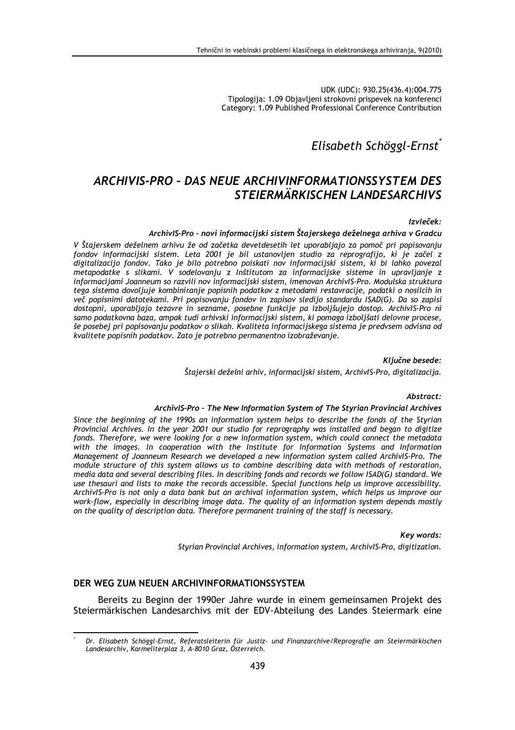UDK (UDC): 930.25(436.4):004.775
Tipologija: 1.09 Objavljeni strokovni prispevek na konferenci
Category: 1.09 Published Professional Conference Contribution

*Elisabeth Schöggl-Ernst*[*]

# ARCHIVIS-PRO – DAS NEUE ARCHIVINFORMATIONSSYSTEM DES STEIERMÄRKISCHEN LANDESARCHIVS

***Izvleček:***

***ArchivIS-Pro – novi informacijski sistem Štajerskega deželnega arhiva v Gradcu***

*V Štajerskem deželnem arhivu že od začetka devetdesetih let uporabljajo za pomoč pri popisovanju fondov informacijski sistem. Leta 2001 je bil ustanovljen studio za reprografijo, ki je začel z digitalizacijo fondov. Tako je bilo potrebno poiskati nov informacijski sistem, ki bi lahko povezal metapodatke s slikami. V sodelovanju z Inštitutom za informacijske sisteme in upravljanje z informacijami Joanneum so razvili nov informacijski sistem, imenovan ArchivIS-Pro. Modulska struktura tega sistema dovoljuje kombiniranje popisnih podatkov z metodami restavracije, podatki o nosilcih in več popisnimi datotekami. Pri popisovanju fondov in zapisov sledijo standardu ISAD(G). Da so zapisi dostopni, uporabljajo tezavre in sezname, posebne funkcije pa izboljšujejo dostop. ArchivIS-Pro ni samo podatkovna baza, ampak tudi arhivski informacijski sistem, ki pomaga izboljšati delovne procese, še posebej pri popisovanju podatkov o slikah. Kvaliteta informacijskega sistema je predvsem odvisna od kvalitete popisnih podatkov. Zato je potrebno permanentno izobraževanje.*

***Ključne besede:***

*Štajerski deželni arhiv, informacijski sistem, ArchivIS-Pro, digitalizacija.*

***Abstract:***

***ArchivIS-Pro – The New Information System of The Styrian Provincial Archives***

*Since the beginning of the 1990s an information system helps to describe the fonds of the Styrian Provincial Archives. In the year 2001 our studio for reprography was installed and began to digitize fonds. Therefore, we were looking for a new information system, which could connect the metadata with the images. In cooperation with the Institute for Information Systems and Information Management of Joanneum Research we developed a new information system called ArchivIS-Pro. The module structure of this system allows us to combine describing data with methods of restoration, media data and several describing files. In describing fonds and records we follow ISAD(G) standard. We use thesauri and lists to make the records accessible. Special functions help us improve accessibility. ArchivIS-Pro is not only a data bank but an archival information system, which helps us improve our work-flow, especially in describing image data. The quality of an information system depends mostly on the quality of description data. Therefore permanent training of the staff is necessary.*

***Key words:***

*Styrian Provincial Archives, information system, ArchivIS-Pro, digitization.*

## DER WEG ZUM NEUEN ARCHIVINFORMATIONSSYSTEM

Bereits zu Beginn der 1990er Jahre wurde in einem gemeinsamen Projekt des Steiermärkischen Landesarchivs mit der EDV-Abteilung des Landes Steiermark eine

---

[*] *Dr. Elisabeth Schöggl-Ernst, Referatsleiterin für Justiz- und Finanzarchive/Reprografie am Steiermärkischen Landesarchiv, Karmeliterplaz 3, A-8010 Graz, Österreich.*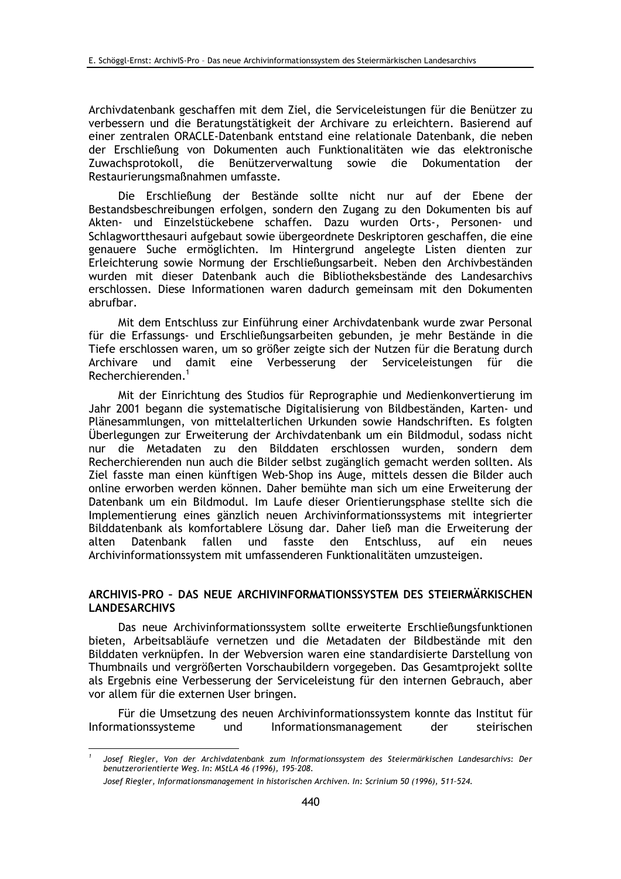Archivdatenbank geschaffen mit dem Ziel, die Serviceleistungen für die Benützer zu verbessern und die Beratungstätigkeit der Archivare zu erleichtern. Basierend auf einer zentralen ORACLE-Datenbank entstand eine relationale Datenbank, die neben der Erschließung von Dokumenten auch Funktionalitäten wie das elektronische Zuwachsprotokoll, die Benützerverwaltung sowie die Dokumentation der Restaurierungsmaßnahmen umfasste.

Die Erschließung der Bestände sollte nicht nur auf der Ebene der Bestandsbeschreibungen erfolgen, sondern den Zugang zu den Dokumenten bis auf Akten- und Einzelstückebene schaffen. Dazu wurden Orts-, Personen- und Schlagwortthesauri aufgebaut sowie übergeordnete Deskriptoren geschaffen, die eine genauere Suche ermöglichten. Im Hintergrund angelegte Listen dienten zur Erleichterung sowie Normung der Erschließungsarbeit. Neben den Archivbeständen wurden mit dieser Datenbank auch die Bibliotheksbestände des Landesarchivs erschlossen. Diese Informationen waren dadurch gemeinsam mit den Dokumenten abrufbar.

Mit dem Entschluss zur Einführung einer Archivdatenbank wurde zwar Personal für die Erfassungs- und Erschließungsarbeiten gebunden, je mehr Bestände in die Tiefe erschlossen waren, um so größer zeigte sich der Nutzen für die Beratung durch Archivare und damit eine Verbesserung der Serviceleistungen für die Recherchierenden.[1]

Mit der Einrichtung des Studios für Reprographie und Medienkonvertierung im Jahr 2001 begann die systematische Digitalisierung von Bildbeständen, Karten- und Plänesammlungen, von mittelalterlichen Urkunden sowie Handschriften. Es folgten Überlegungen zur Erweiterung der Archivdatenbank um ein Bildmodul, sodass nicht nur die Metadaten zu den Bilddaten erschlossen wurden, sondern dem Recherchierenden nun auch die Bilder selbst zugänglich gemacht werden sollten. Als Ziel fasste man einen künftigen Web-Shop ins Auge, mittels dessen die Bilder auch online erworben werden können. Daher bemühte man sich um eine Erweiterung der Datenbank um ein Bildmodul. Im Laufe dieser Orientierungsphase stellte sich die Implementierung eines gänzlich neuen Archivinformationssystems mit integrierter Bilddatenbank als komfortablere Lösung dar. Daher ließ man die Erweiterung der alten Datenbank fallen und fasste den Entschluss, auf ein neues Archivinformationssystem mit umfassenderen Funktionalitäten umzusteigen.

## ARCHIVIS-PRO – DAS NEUE ARCHIVINFORMATIONSSYSTEM DES STEIERMÄRKISCHEN LANDESARCHIVS

Das neue Archivinformationssystem sollte erweiterte Erschließungsfunktionen bieten, Arbeitsabläufe vernetzen und die Metadaten der Bildbestände mit den Bilddaten verknüpfen. In der Webversion waren eine standardisierte Darstellung von Thumbnails und vergrößerten Vorschaubildern vorgegeben. Das Gesamtprojekt sollte als Ergebnis eine Verbesserung der Serviceleistung für den internen Gebrauch, aber vor allem für die externen User bringen.

Für die Umsetzung des neuen Archivinformationssystem konnte das Institut für Informationssysteme und Informationsmanagement der steirischen

---

[1] *Josef Riegler, Von der Archivdatenbank zum Informationssystem des Steiermärkischen Landesarchivs: Der benutzerorientierte Weg. In: MStLA 46 (1996), 195–208.*

*Josef Riegler, Informationsmanagement in historischen Archiven. In: Scrinium 50 (1996), 511–524.*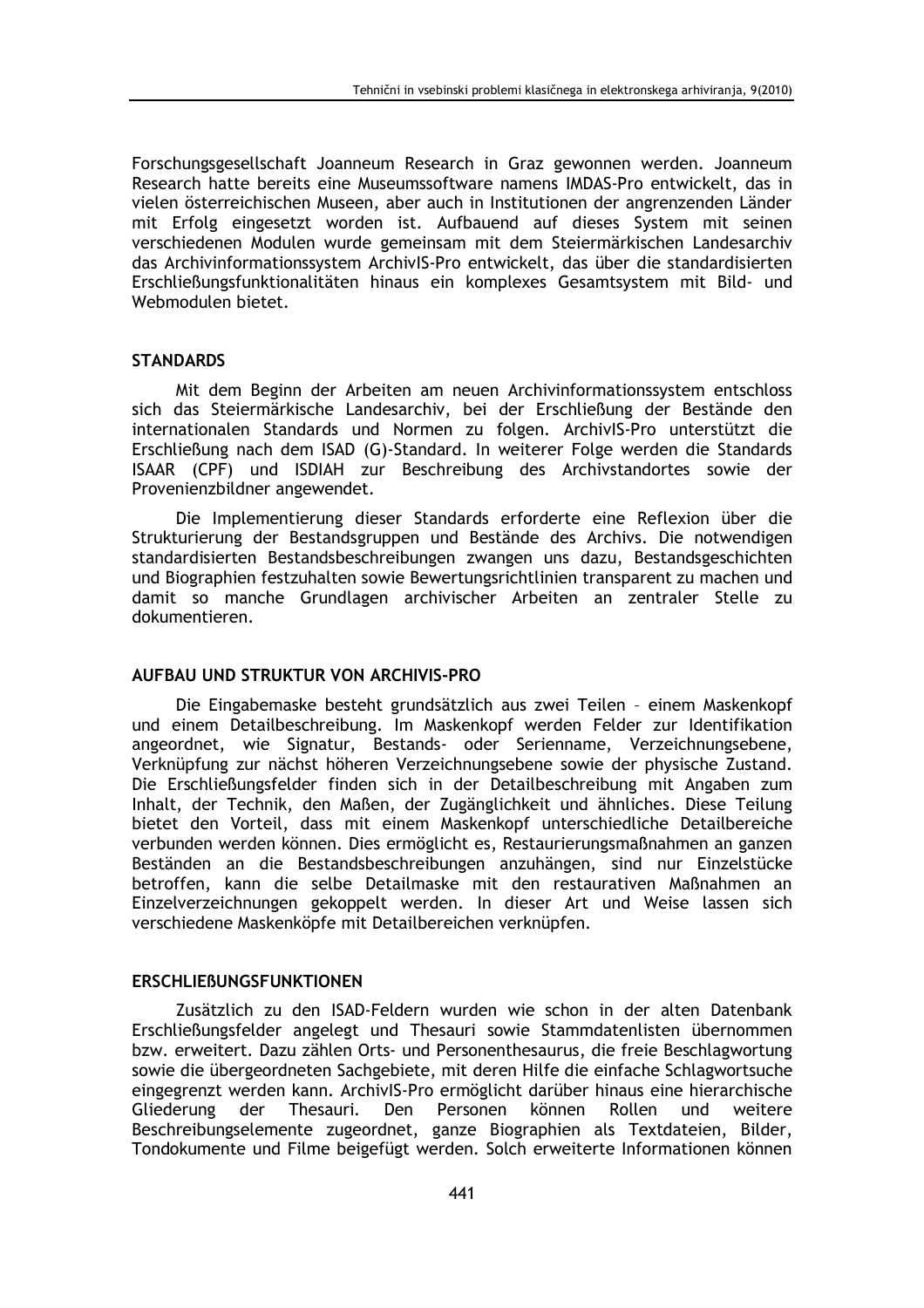Forschungsgesellschaft Joanneum Research in Graz gewonnen werden. Joanneum Research hatte bereits eine Museumssoftware namens IMDAS-Pro entwickelt, das in vielen österreichischen Museen, aber auch in Institutionen der angrenzenden Länder mit Erfolg eingesetzt worden ist. Aufbauend auf dieses System mit seinen verschiedenen Modulen wurde gemeinsam mit dem Steiermärkischen Landesarchiv das Archivinformationssystem ArchivIS-Pro entwickelt, das über die standardisierten Erschließungsfunktionalitäten hinaus ein komplexes Gesamtsystem mit Bild- und Webmodulen bietet.

## STANDARDS

Mit dem Beginn der Arbeiten am neuen Archivinformationssystem entschloss sich das Steiermärkische Landesarchiv, bei der Erschließung der Bestände den internationalen Standards und Normen zu folgen. ArchivIS-Pro unterstützt die Erschließung nach dem ISAD (G)-Standard. In weiterer Folge werden die Standards ISAAR (CPF) und ISDIAH zur Beschreibung des Archivstandortes sowie der Provenienzbildner angewendet.

Die Implementierung dieser Standards erforderte eine Reflexion über die Strukturierung der Bestandsgruppen und Bestände des Archivs. Die notwendigen standardisierten Bestandsbeschreibungen zwangen uns dazu, Bestandsgeschichten und Biographien festzuhalten sowie Bewertungsrichtlinien transparent zu machen und damit so manche Grundlagen archivischer Arbeiten an zentraler Stelle zu dokumentieren.

## AUFBAU UND STRUKTUR VON ARCHIVIS-PRO

Die Eingabemaske besteht grundsätzlich aus zwei Teilen – einem Maskenkopf und einem Detailbeschreibung. Im Maskenkopf werden Felder zur Identifikation angeordnet, wie Signatur, Bestands- oder Serienname, Verzeichnungsebene, Verknüpfung zur nächst höheren Verzeichnungsebene sowie der physische Zustand. Die Erschließungsfelder finden sich in der Detailbeschreibung mit Angaben zum Inhalt, der Technik, den Maßen, der Zugänglichkeit und ähnliches. Diese Teilung bietet den Vorteil, dass mit einem Maskenkopf unterschiedliche Detailbereiche verbunden werden können. Dies ermöglicht es, Restaurierungsmaßnahmen an ganzen Beständen an die Bestandsbeschreibungen anzuhängen, sind nur Einzelstücke betroffen, kann die selbe Detailmaske mit den restaurativen Maßnahmen an Einzelverzeichnungen gekoppelt werden. In dieser Art und Weise lassen sich verschiedene Maskenköpfe mit Detailbereichen verknüpfen.

## ERSCHLIEßUNGSFUNKTIONEN

Zusätzlich zu den ISAD-Feldern wurden wie schon in der alten Datenbank Erschließungsfelder angelegt und Thesauri sowie Stammdatenlisten übernommen bzw. erweitert. Dazu zählen Orts- und Personenthesaurus, die freie Beschlagwortung sowie die übergeordneten Sachgebiete, mit deren Hilfe die einfache Schlagwortsuche eingegrenzt werden kann. ArchivIS-Pro ermöglicht darüber hinaus eine hierarchische Gliederung der Thesauri. Den Personen können Rollen und weitere Beschreibungselemente zugeordnet, ganze Biographien als Textdateien, Bilder, Tondokumente und Filme beigefügt werden. Solch erweiterte Informationen können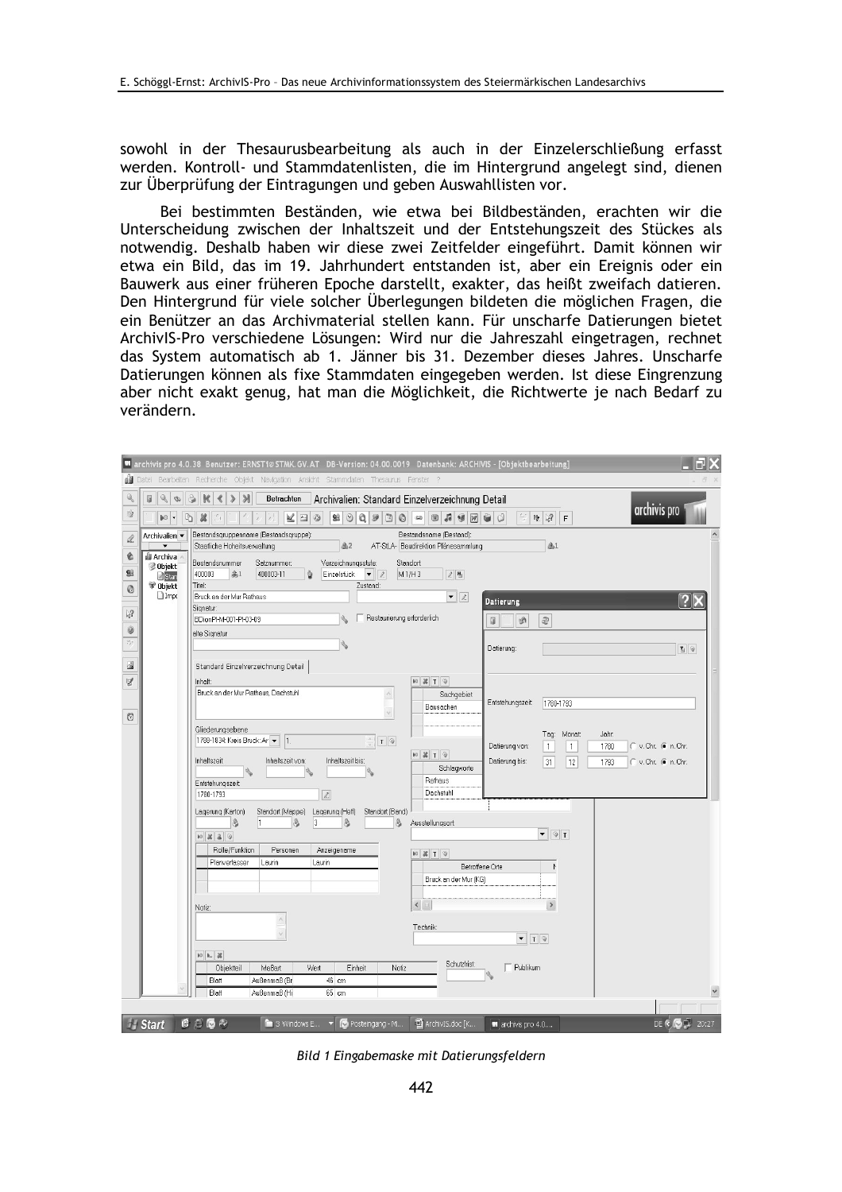sowohl in der Thesaurusbearbeitung als auch in der Einzelerschließung erfasst werden. Kontroll- und Stammdatenlisten, die im Hintergrund angelegt sind, dienen zur Überprüfung der Eintragungen und geben Auswahllisten vor.

Bei bestimmten Beständen, wie etwa bei Bildbeständen, erachten wir die Unterscheidung zwischen der Inhaltszeit und der Entstehungszeit des Stückes als notwendig. Deshalb haben wir diese zwei Zeitfelder eingeführt. Damit können wir etwa ein Bild, das im 19. Jahrhundert entstanden ist, aber ein Ereignis oder ein Bauwerk aus einer früheren Epoche darstellt, exakter, das heißt zweifach datieren. Den Hintergrund für viele solcher Überlegungen bildeten die möglichen Fragen, die ein Benützer an das Archivmaterial stellen kann. Für unscharfe Datierungen bietet ArchivIS-Pro verschiedene Lösungen: Wird nur die Jahreszahl eingetragen, rechnet das System automatisch ab 1. Jänner bis 31. Dezember dieses Jahres. Unscharfe Datierungen können als fixe Stammdaten eingegeben werden. Ist diese Eingrenzung aber nicht exakt genug, hat man die Möglichkeit, die Richtwerte je nach Bedarf zu verändern.

*Bild 1 Eingabemaske mit Datierungsfeldern*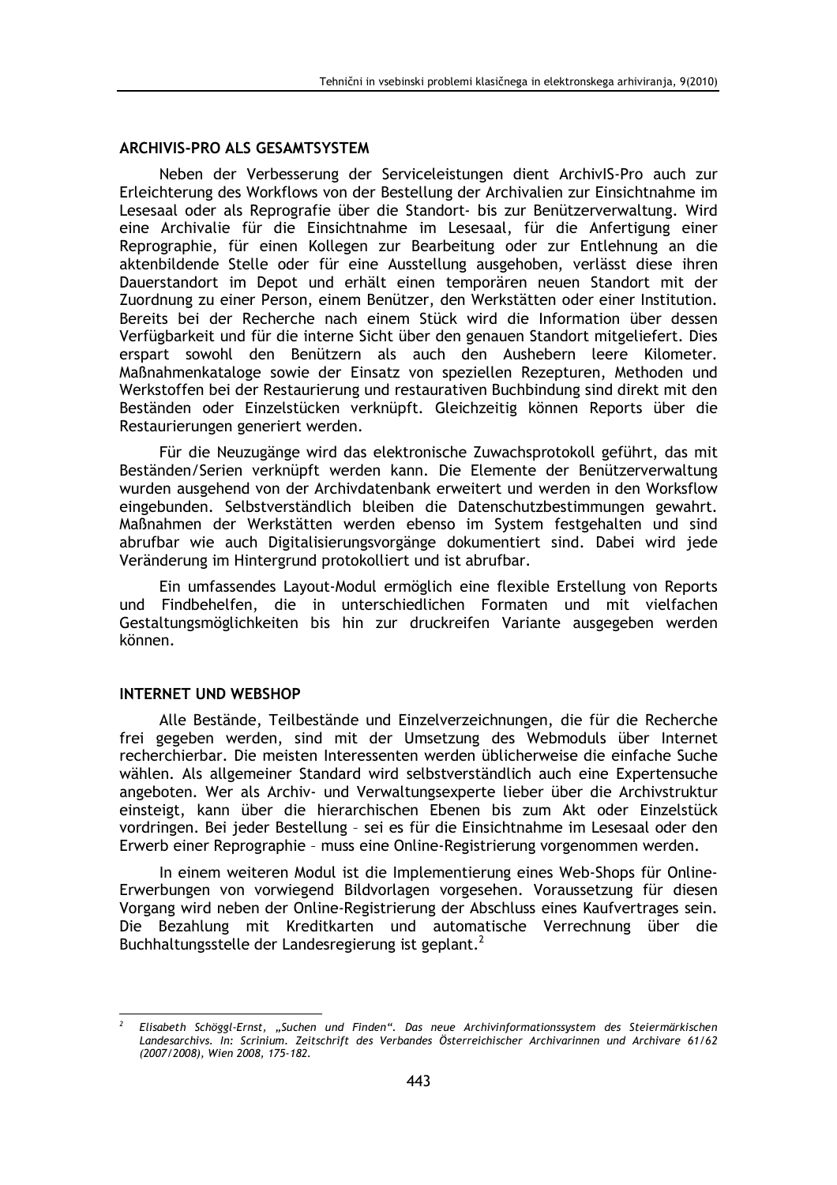## ARCHIVIS-PRO ALS GESAMTSYSTEM

Neben der Verbesserung der Serviceleistungen dient ArchivIS-Pro auch zur Erleichterung des Workflows von der Bestellung der Archivalien zur Einsichtnahme im Lesesaal oder als Reprografie über die Standort- bis zur Benützerverwaltung. Wird eine Archivalie für die Einsichtnahme im Lesesaal, für die Anfertigung einer Reprographie, für einen Kollegen zur Bearbeitung oder zur Entlehnung an die aktenbildende Stelle oder für eine Ausstellung ausgehoben, verlässt diese ihren Dauerstandort im Depot und erhält einen temporären neuen Standort mit der Zuordnung zu einer Person, einem Benützer, den Werkstätten oder einer Institution. Bereits bei der Recherche nach einem Stück wird die Information über dessen Verfügbarkeit und für die interne Sicht über den genauen Standort mitgeliefert. Dies erspart sowohl den Benützern als auch den Aushebern leere Kilometer. Maßnahmenkataloge sowie der Einsatz von speziellen Rezepturen, Methoden und Werkstoffen bei der Restaurierung und restaurativen Buchbindung sind direkt mit den Beständen oder Einzelstücken verknüpft. Gleichzeitig können Reports über die Restaurierungen generiert werden.

Für die Neuzugänge wird das elektronische Zuwachsprotokoll geführt, das mit Beständen/Serien verknüpft werden kann. Die Elemente der Benützerverwaltung wurden ausgehend von der Archivdatenbank erweitert und werden in den Worksflow eingebunden. Selbstverständlich bleiben die Datenschutzbestimmungen gewahrt. Maßnahmen der Werkstätten werden ebenso im System festgehalten und sind abrufbar wie auch Digitalisierungsvorgänge dokumentiert sind. Dabei wird jede Veränderung im Hintergrund protokolliert und ist abrufbar.

Ein umfassendes Layout-Modul ermöglich eine flexible Erstellung von Reports und Findbehelfen, die in unterschiedlichen Formaten und mit vielfachen Gestaltungsmöglichkeiten bis hin zur druckreifen Variante ausgegeben werden können.

## INTERNET UND WEBSHOP

Alle Bestände, Teilbestände und Einzelverzeichnungen, die für die Recherche frei gegeben werden, sind mit der Umsetzung des Webmoduls über Internet recherchierbar. Die meisten Interessenten werden üblicherweise die einfache Suche wählen. Als allgemeiner Standard wird selbstverständlich auch eine Expertensuche angeboten. Wer als Archiv- und Verwaltungsexperte lieber über die Archivstruktur einsteigt, kann über die hierarchischen Ebenen bis zum Akt oder Einzelstück vordringen. Bei jeder Bestellung – sei es für die Einsichtnahme im Lesesaal oder den Erwerb einer Reprographie – muss eine Online-Registrierung vorgenommen werden.

In einem weiteren Modul ist die Implementierung eines Web-Shops für Online-Erwerbungen von vorwiegend Bildvorlagen vorgesehen. Voraussetzung für diesen Vorgang wird neben der Online-Registrierung der Abschluss eines Kaufvertrages sein. Die Bezahlung mit Kreditkarten und automatische Verrechnung über die Buchhaltungsstelle der Landesregierung ist geplant.[2]

---

[2] *Elisabeth Schöggl-Ernst, „Suchen und Finden". Das neue Archivinformationssystem des Steiermärkischen Landesarchivs. In: Scrinium. Zeitschrift des Verbandes Österreichischer Archivarinnen und Archivare 61/62 (2007/2008), Wien 2008, 175-182.*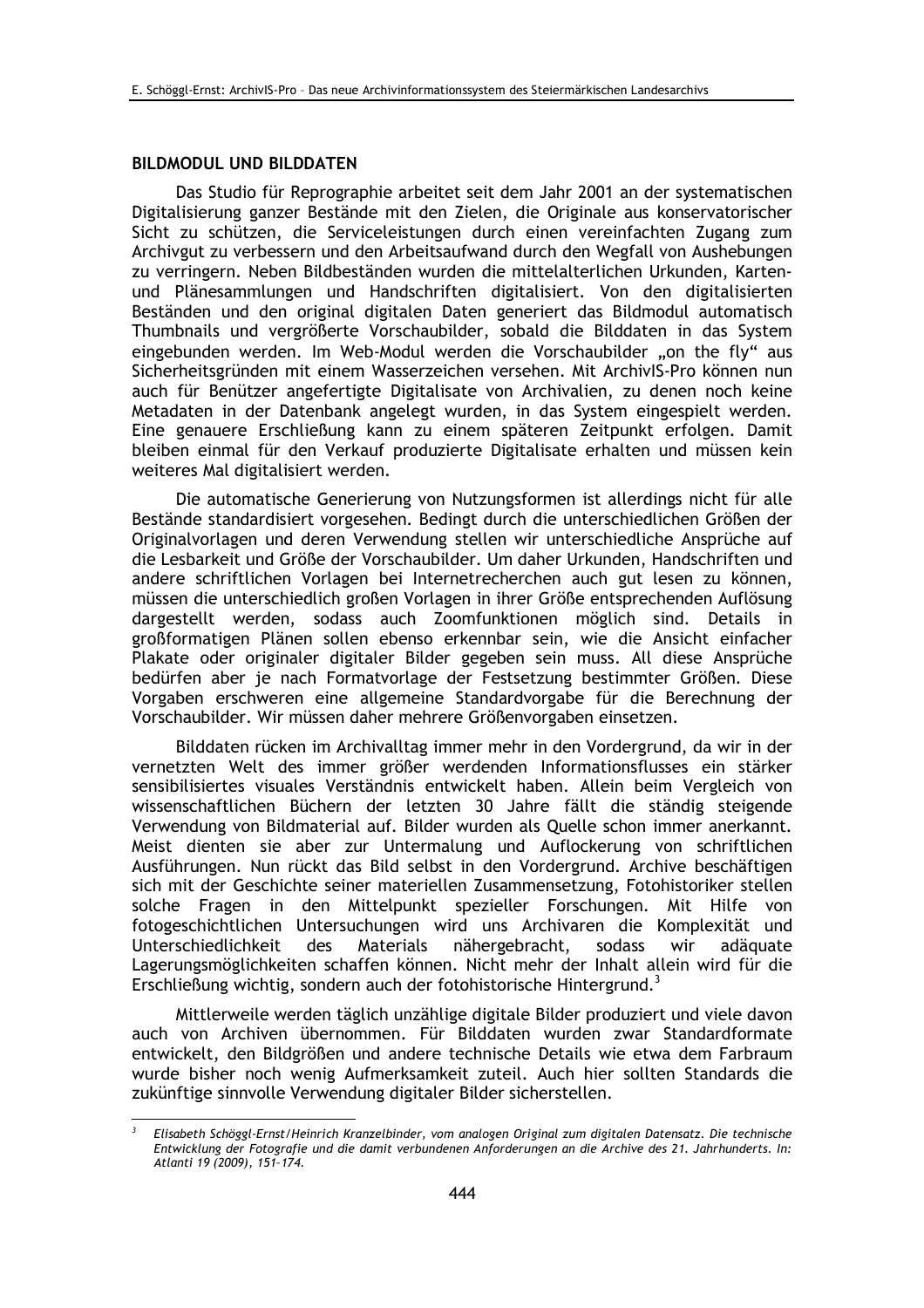### BILDMODUL UND BILDDATEN

Das Studio für Reprographie arbeitet seit dem Jahr 2001 an der systematischen Digitalisierung ganzer Bestände mit den Zielen, die Originale aus konservatorischer Sicht zu schützen, die Serviceleistungen durch einen vereinfachten Zugang zum Archivgut zu verbessern und den Arbeitsaufwand durch den Wegfall von Aushebungen zu verringern. Neben Bildbeständen wurden die mittelalterlichen Urkunden, Karten- und Plänesammlungen und Handschriften digitalisiert. Von den digitalisierten Beständen und den original digitalen Daten generiert das Bildmodul automatisch Thumbnails und vergrößerte Vorschaubilder, sobald die Bilddaten in das System eingebunden werden. Im Web-Modul werden die Vorschaubilder „on the fly" aus Sicherheitsgründen mit einem Wasserzeichen versehen. Mit ArchivIS-Pro können nun auch für Benützer angefertigte Digitalisate von Archivalien, zu denen noch keine Metadaten in der Datenbank angelegt wurden, in das System eingespielt werden. Eine genauere Erschließung kann zu einem späteren Zeitpunkt erfolgen. Damit bleiben einmal für den Verkauf produzierte Digitalisate erhalten und müssen kein weiteres Mal digitalisiert werden.

Die automatische Generierung von Nutzungsformen ist allerdings nicht für alle Bestände standardisiert vorgesehen. Bedingt durch die unterschiedlichen Größen der Originalvorlagen und deren Verwendung stellen wir unterschiedliche Ansprüche auf die Lesbarkeit und Größe der Vorschaubilder. Um daher Urkunden, Handschriften und andere schriftlichen Vorlagen bei Internetrecherchen auch gut lesen zu können, müssen die unterschiedlich großen Vorlagen in ihrer Größe entsprechenden Auflösung dargestellt werden, sodass auch Zoomfunktionen möglich sind. Details in großformatigen Plänen sollen ebenso erkennbar sein, wie die Ansicht einfacher Plakate oder originaler digitaler Bilder gegeben sein muss. All diese Ansprüche bedürfen aber je nach Formatvorlage der Festsetzung bestimmter Größen. Diese Vorgaben erschweren eine allgemeine Standardvorgabe für die Berechnung der Vorschaubilder. Wir müssen daher mehrere Größenvorgaben einsetzen.

Bilddaten rücken im Archivalltag immer mehr in den Vordergrund, da wir in der vernetzten Welt des immer größer werdenden Informationsflusses ein stärker sensibilisiertes visuales Verständnis entwickelt haben. Allein beim Vergleich von wissenschaftlichen Büchern der letzten 30 Jahre fällt die ständig steigende Verwendung von Bildmaterial auf. Bilder wurden als Quelle schon immer anerkannt. Meist dienten sie aber zur Untermalung und Auflockerung von schriftlichen Ausführungen. Nun rückt das Bild selbst in den Vordergrund. Archive beschäftigen sich mit der Geschichte seiner materiellen Zusammensetzung, Fotohistoriker stellen solche Fragen in den Mittelpunkt spezieller Forschungen. Mit Hilfe von fotogeschichtlichen Untersuchungen wird uns Archivaren die Komplexität und Unterschiedlichkeit des Materials nähergebracht, sodass wir adäquate Lagerungsmöglichkeiten schaffen können. Nicht mehr der Inhalt allein wird für die Erschließung wichtig, sondern auch der fotohistorische Hintergrund.[3]

Mittlerweile werden täglich unzählige digitale Bilder produziert und viele davon auch von Archiven übernommen. Für Bilddaten wurden zwar Standardformate entwickelt, den Bildgrößen und andere technische Details wie etwa dem Farbraum wurde bisher noch wenig Aufmerksamkeit zuteil. Auch hier sollten Standards die zukünftige sinnvolle Verwendung digitaler Bilder sicherstellen.

---

[3] *Elisabeth Schöggl-Ernst/Heinrich Kranzelbinder, vom analogen Original zum digitalen Datensatz. Die technische Entwicklung der Fotografie und die damit verbundenen Anforderungen an die Archive des 21. Jahrhunderts. In: Atlanti 19 (2009), 151–174.*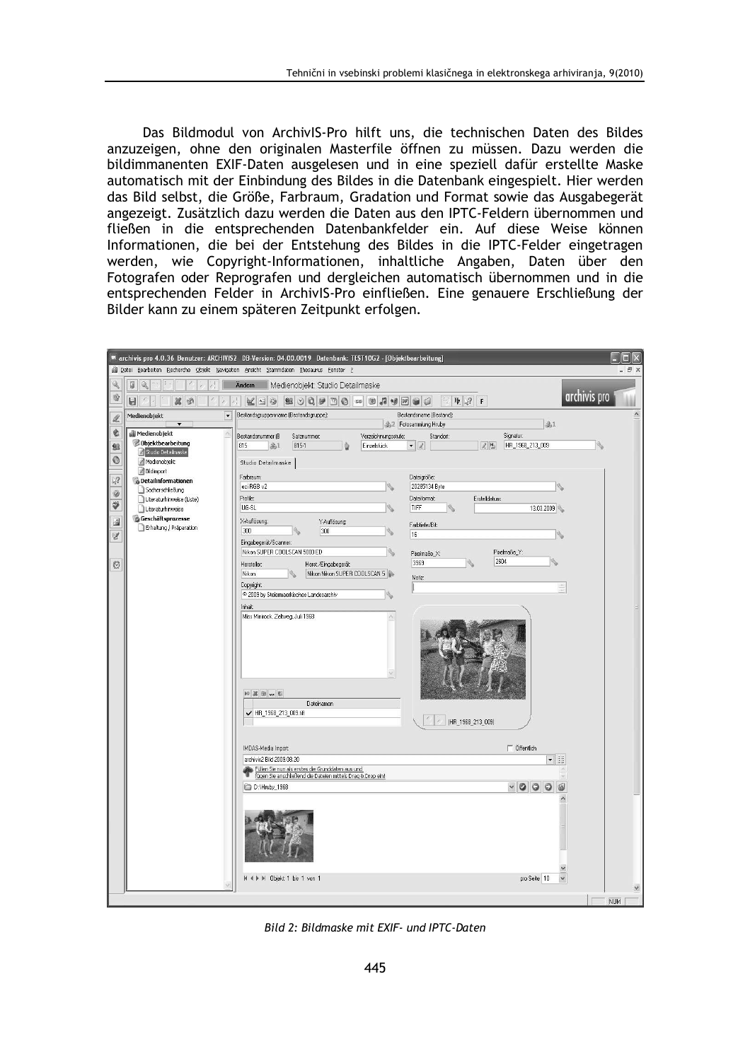Das Bildmodul von ArchivIS-Pro hilft uns, die technischen Daten des Bildes anzuzeigen, ohne den originalen Masterfile öffnen zu müssen. Dazu werden die bildimmanenten EXIF-Daten ausgelesen und in eine speziell dafür erstellte Maske automatisch mit der Einbindung des Bildes in die Datenbank eingespielt. Hier werden das Bild selbst, die Größe, Farbraum, Gradation und Format sowie das Ausgabegerät angezeigt. Zusätzlich dazu werden die Daten aus den IPTC-Feldern übernommen und fließen in die entsprechenden Datenbankfelder ein. Auf diese Weise können Informationen, die bei der Entstehung des Bildes in die IPTC-Felder eingetragen werden, wie Copyright-Informationen, inhaltliche Angaben, Daten über den Fotografen oder Reprografen und dergleichen automatisch übernommen und in die entsprechenden Felder in ArchivIS-Pro einfließen. Eine genauere Erschließung der Bilder kann zu einem späteren Zeitpunkt erfolgen.

*Bild 2: Bildmaske mit EXIF- und IPTC-Daten*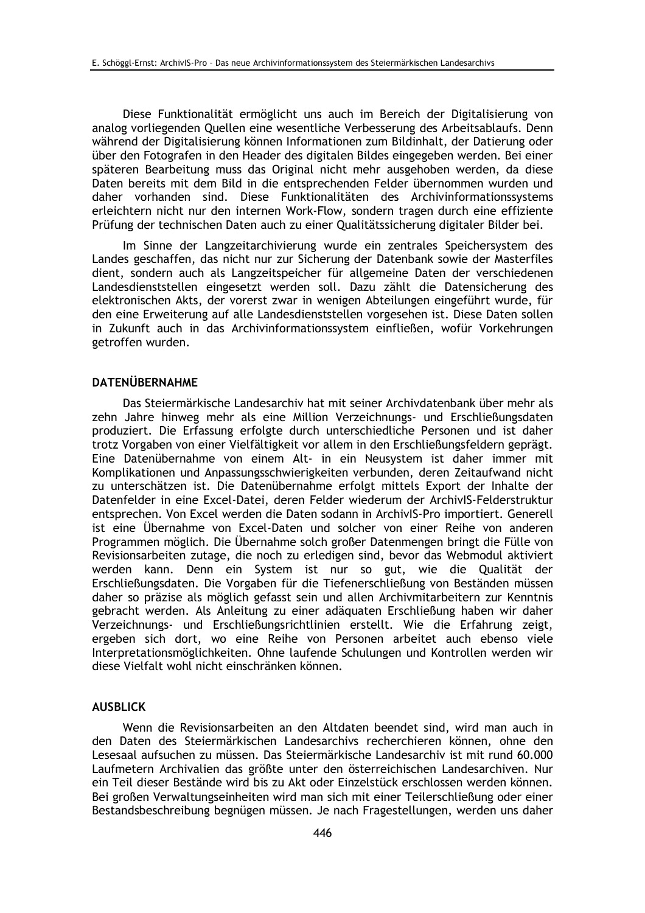Diese Funktionalität ermöglicht uns auch im Bereich der Digitalisierung von analog vorliegenden Quellen eine wesentliche Verbesserung des Arbeitsablaufs. Denn während der Digitalisierung können Informationen zum Bildinhalt, der Datierung oder über den Fotografen in den Header des digitalen Bildes eingegeben werden. Bei einer späteren Bearbeitung muss das Original nicht mehr ausgehoben werden, da diese Daten bereits mit dem Bild in die entsprechenden Felder übernommen wurden und daher vorhanden sind. Diese Funktionalitäten des Archivinformationssystems erleichtern nicht nur den internen Work-Flow, sondern tragen durch eine effiziente Prüfung der technischen Daten auch zu einer Qualitätssicherung digitaler Bilder bei.

Im Sinne der Langzeitarchivierung wurde ein zentrales Speichersystem des Landes geschaffen, das nicht nur zur Sicherung der Datenbank sowie der Masterfiles dient, sondern auch als Langzeitspeicher für allgemeine Daten der verschiedenen Landesdienststellen eingesetzt werden soll. Dazu zählt die Datensicherung des elektronischen Akts, der vorerst zwar in wenigen Abteilungen eingeführt wurde, für den eine Erweiterung auf alle Landesdienststellen vorgesehen ist. Diese Daten sollen in Zukunft auch in das Archivinformationssystem einfließen, wofür Vorkehrungen getroffen wurden.

## DATENÜBERNAHME

Das Steiermärkische Landesarchiv hat mit seiner Archivdatenbank über mehr als zehn Jahre hinweg mehr als eine Million Verzeichnungs- und Erschließungsdaten produziert. Die Erfassung erfolgte durch unterschiedliche Personen und ist daher trotz Vorgaben von einer Vielfältigkeit vor allem in den Erschließungsfeldern geprägt. Eine Datenübernahme von einem Alt- in ein Neusystem ist daher immer mit Komplikationen und Anpassungsschwierigkeiten verbunden, deren Zeitaufwand nicht zu unterschätzen ist. Die Datenübernahme erfolgt mittels Export der Inhalte der Datenfelder in eine Excel-Datei, deren Felder wiederum der ArchivIS-Felderstruktur entsprechen. Von Excel werden die Daten sodann in ArchivIS-Pro importiert. Generell ist eine Übernahme von Excel-Daten und solcher von einer Reihe von anderen Programmen möglich. Die Übernahme solch großer Datenmengen bringt die Fülle von Revisionsarbeiten zutage, die noch zu erledigen sind, bevor das Webmodul aktiviert werden kann. Denn ein System ist nur so gut, wie die Qualität der Erschließungsdaten. Die Vorgaben für die Tiefenerschließung von Beständen müssen daher so präzise als möglich gefasst sein und allen Archivmitarbeitern zur Kenntnis gebracht werden. Als Anleitung zu einer adäquaten Erschließung haben wir daher Verzeichnungs- und Erschließungsrichtlinien erstellt. Wie die Erfahrung zeigt, ergeben sich dort, wo eine Reihe von Personen arbeitet auch ebenso viele Interpretationsmöglichkeiten. Ohne laufende Schulungen und Kontrollen werden wir diese Vielfalt wohl nicht einschränken können.

## AUSBLICK

Wenn die Revisionsarbeiten an den Altdaten beendet sind, wird man auch in den Daten des Steiermärkischen Landesarchivs recherchieren können, ohne den Lesesaal aufsuchen zu müssen. Das Steiermärkische Landesarchiv ist mit rund 60.000 Laufmetern Archivalien das größte unter den österreichischen Landesarchiven. Nur ein Teil dieser Bestände wird bis zu Akt oder Einzelstück erschlossen werden können. Bei großen Verwaltungseinheiten wird man sich mit einer Teilerschließung oder einer Bestandsbeschreibung begnügen müssen. Je nach Fragestellungen, werden uns daher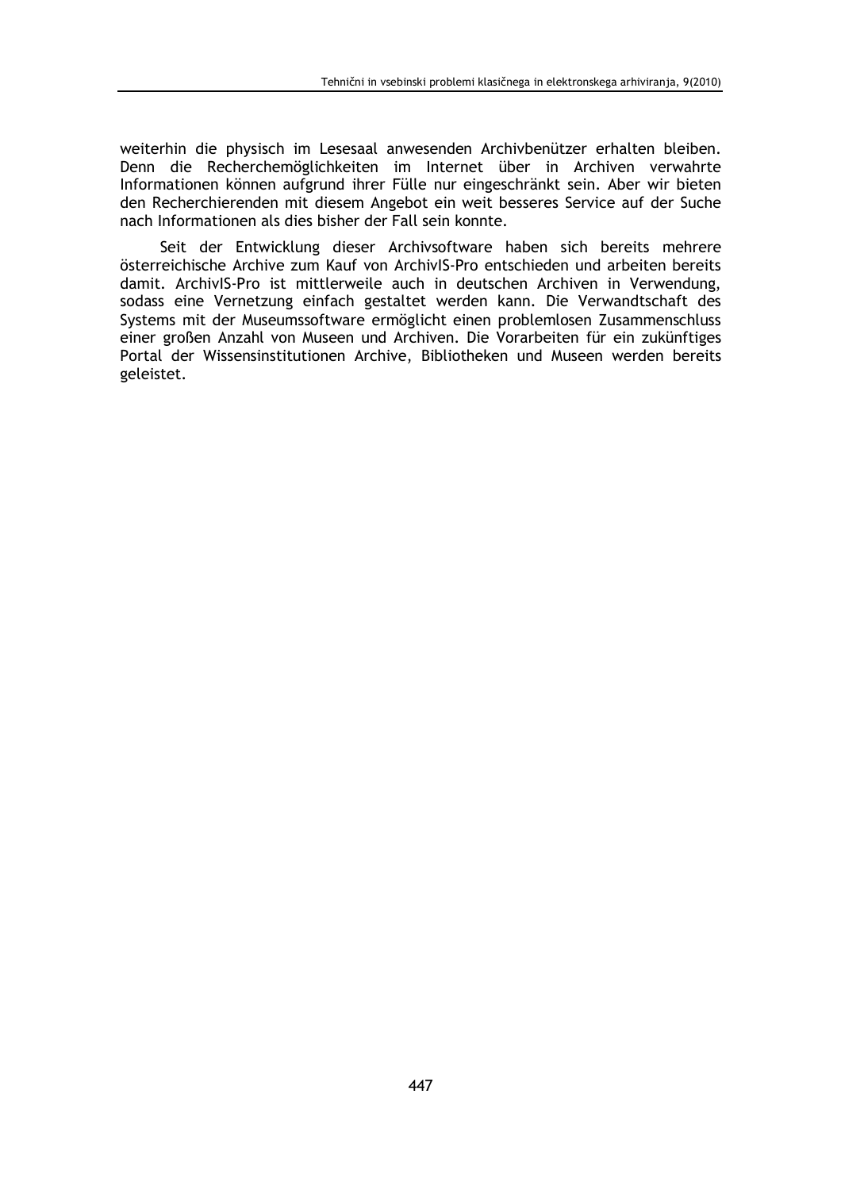weiterhin die physisch im Lesesaal anwesenden Archivbenützer erhalten bleiben. Denn die Recherchemöglichkeiten im Internet über in Archiven verwahrte Informationen können aufgrund ihrer Fülle nur eingeschränkt sein. Aber wir bieten den Recherchierenden mit diesem Angebot ein weit besseres Service auf der Suche nach Informationen als dies bisher der Fall sein konnte.

Seit der Entwicklung dieser Archivsoftware haben sich bereits mehrere österreichische Archive zum Kauf von ArchivIS-Pro entschieden und arbeiten bereits damit. ArchivIS-Pro ist mittlerweile auch in deutschen Archiven in Verwendung, sodass eine Vernetzung einfach gestaltet werden kann. Die Verwandtschaft des Systems mit der Museumssoftware ermöglicht einen problemlosen Zusammenschluss einer großen Anzahl von Museen und Archiven. Die Vorarbeiten für ein zukünftiges Portal der Wissensinstitutionen Archive, Bibliotheken und Museen werden bereits geleistet.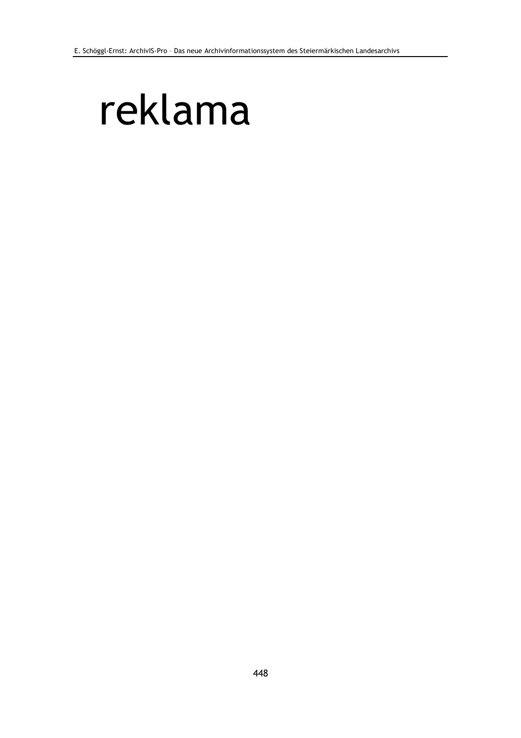reklama